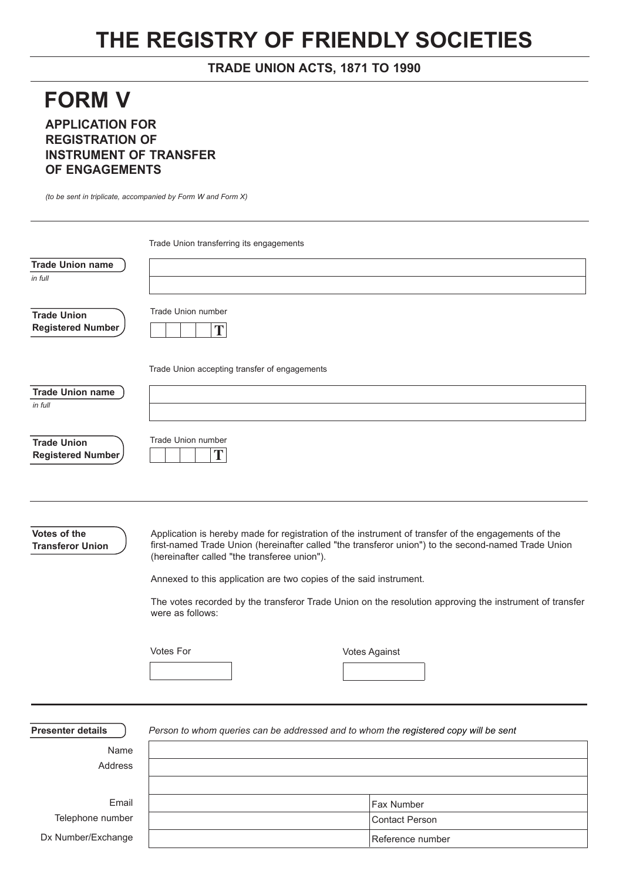# THE REGISTRY OF FRIENDLY SOCIETIES

**TRADE UNION ACTS, 1871 TO 1990**

# FORM V

## APPLICATION FOR REGISTRATION OF INSTRUMENT OF TRANSFER OF ENGAGEMENTS

*(to be sent in triplicate, accompanied by Form W and Form X)*

---

Trade Union transferring its engagements

**Trade Union name**
*in full*

| |
|---|
| |
| |

**Trade Union Registered Number**

Trade Union number

| | | | | T |
|---|---|---|---|---|

Trade Union accepting transfer of engagements

**Trade Union name**
*in full*

| |
|---|
| |
| |

**Trade Union Registered Number**

Trade Union number

| | | | | T |
|---|---|---|---|---|

---

**Votes of the Transferor Union**

Application is hereby made for registration of the instrument of transfer of the engagements of the first-named Trade Union (hereinafter called "the transferor union") to the second-named Trade Union (hereinafter called "the transferee union").

Annexed to this application are two copies of the said instrument.

The votes recorded by the transferor Trade Union on the resolution approving the instrument of transfer were as follows:

| Votes For | Votes Against |
|---|---|
| | |

---

**Presenter details**

*Person to whom queries can be addressed and to whom the registered copy will be sent*

| | | |
|---|---|---|
| Name | | |
| Address | | |
| | | |
| Email | | Fax Number |
| Telephone number | | Contact Person |
| Dx Number/Exchange | | Reference number |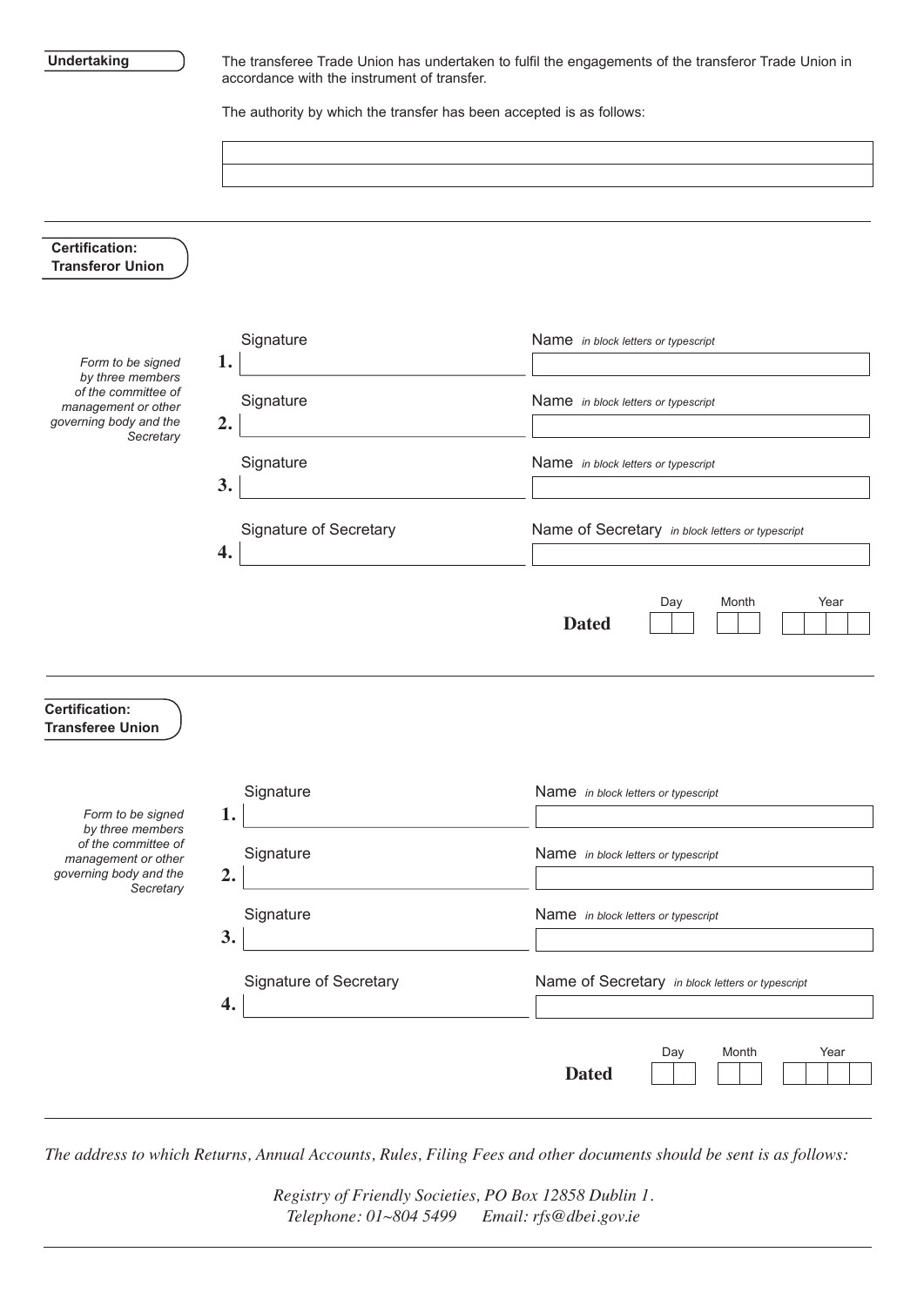**Undertaking**

The transferee Trade Union has undertaken to fulfil the engagements of the transferor Trade Union in accordance with the instrument of transfer.

The authority by which the transfer has been accepted is as follows:

---

**Certification: Transferor Union**

*Form to be signed by three members of the committee of management or other governing body and the Secretary*

| | Signature | Name *in block letters or typescript* |
|---|---|---|
| **1.** | | |
| **2.** | | |
| **3.** | | |

| | Signature of Secretary | Name of Secretary *in block letters or typescript* |
|---|---|---|
| **4.** | | |

**Dated** Day Month Year

---

**Certification: Transferee Union**

*Form to be signed by three members of the committee of management or other governing body and the Secretary*

| | Signature | Name *in block letters or typescript* |
|---|---|---|
| **1.** | | |
| **2.** | | |
| **3.** | | |

| | Signature of Secretary | Name of Secretary *in block letters or typescript* |
|---|---|---|
| **4.** | | |

**Dated** Day Month Year

---

*The address to which Returns, Annual Accounts, Rules, Filing Fees and other documents should be sent is as follows:*

*Registry of Friendly Societies, PO Box 12858 Dublin 1.*
*Telephone: 01~804 5499 Email: rfs@dbei.gov.ie*